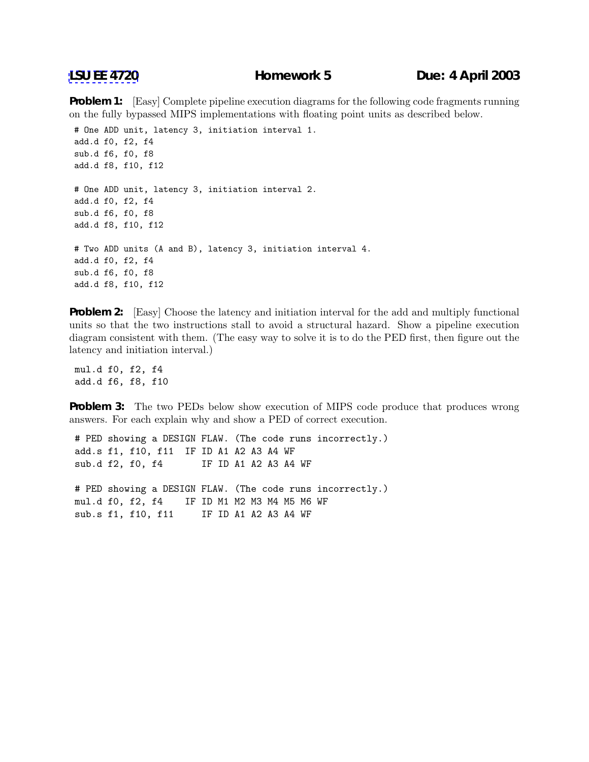**LSU EE 4720** **Homework 5** **Due: 4 April 2003**

**Problem 1:** [Easy] Complete pipeline execution diagrams for the following code fragments running on the fully bypassed MIPS implementations with floating point units as described below.

```
# One ADD unit, latency 3, initiation interval 1.
add.d f0, f2, f4
sub.d f6, f0, f8
add.d f8, f10, f12

# One ADD unit, latency 3, initiation interval 2.
add.d f0, f2, f4
sub.d f6, f0, f8
add.d f8, f10, f12

# Two ADD units (A and B), latency 3, initiation interval 4.
add.d f0, f2, f4
sub.d f6, f0, f8
add.d f8, f10, f12
```

**Problem 2:** [Easy] Choose the latency and initiation interval for the add and multiply functional units so that the two instructions stall to avoid a structural hazard. Show a pipeline execution diagram consistent with them. (The easy way to solve it is to do the PED first, then figure out the latency and initiation interval.)

```
mul.d f0, f2, f4
add.d f6, f8, f10
```

**Problem 3:** The two PEDs below show execution of MIPS code produce that produces wrong answers. For each explain why and show a PED of correct execution.

```
# PED showing a DESIGN FLAW. (The code runs incorrectly.)
add.s f1, f10, f11  IF ID A1 A2 A3 A4 WF
sub.d f2, f0, f4       IF ID A1 A2 A3 A4 WF

# PED showing a DESIGN FLAW. (The code runs incorrectly.)
mul.d f0, f2, f4    IF ID M1 M2 M3 M4 M5 M6 WF
sub.s f1, f10, f11     IF ID A1 A2 A3 A4 WF
```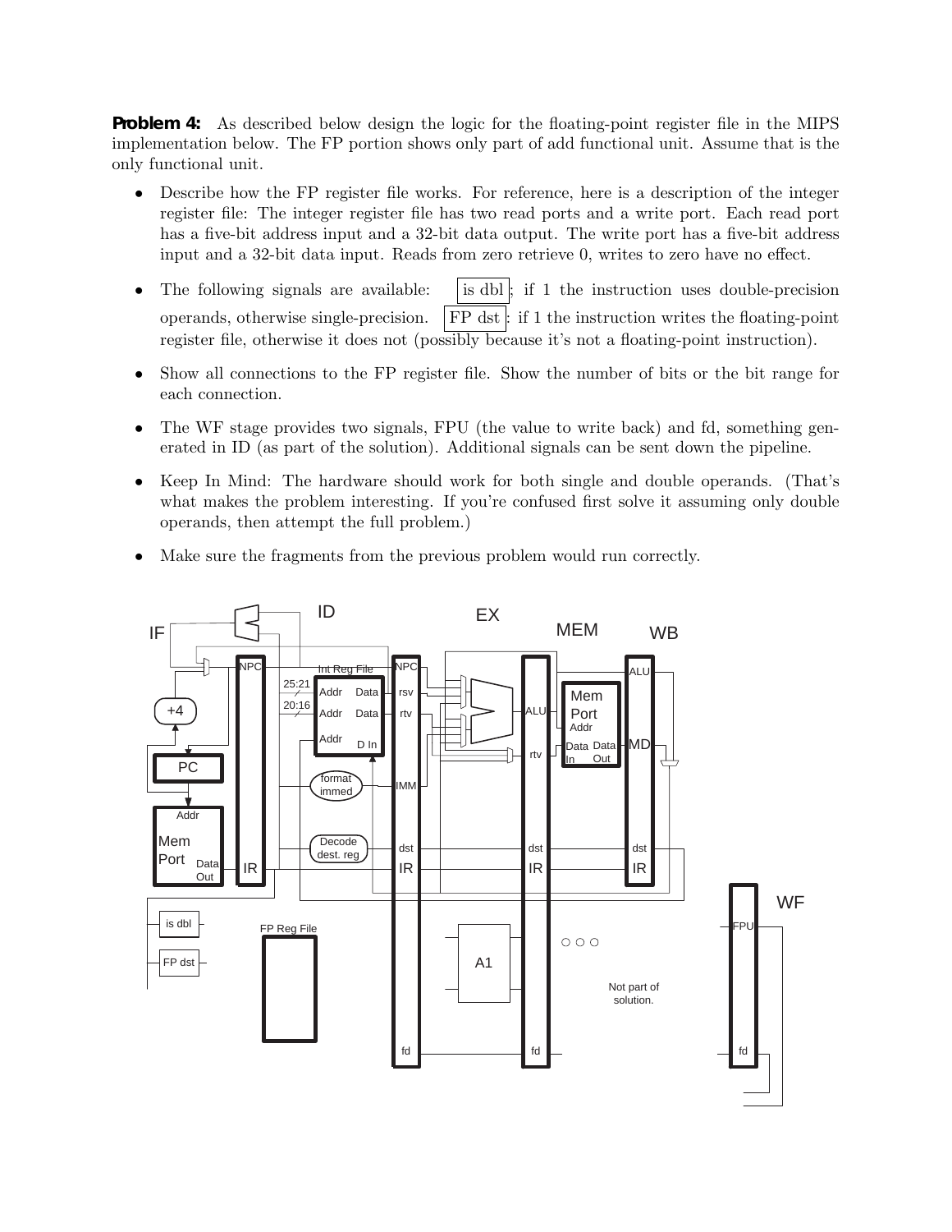**Problem 4:** As described below design the logic for the floating-point register file in the MIPS implementation below. The FP portion shows only part of add functional unit. Assume that is the only functional unit.

- Describe how the FP register file works. For reference, here is a description of the integer register file: The integer register file has two read ports and a write port. Each read port has a five-bit address input and a 32-bit data output. The write port has a five-bit address input and a 32-bit data input. Reads from zero retrieve 0, writes to zero have no effect.
- The following signals are available: is dbl; if 1 the instruction uses double-precision operands, otherwise single-precision. FP dst: if 1 the instruction writes the floating-point register file, otherwise it does not (possibly because it's not a floating-point instruction).
- Show all connections to the FP register file. Show the number of bits or the bit range for each connection.
- The WF stage provides two signals, FPU (the value to write back) and fd, something generated in ID (as part of the solution). Additional signals can be sent down the pipeline.
- Keep In Mind: The hardware should work for both single and double operands. (That's what makes the problem interesting. If you're confused first solve it assuming only double operands, then attempt the full problem.)
- Make sure the fragments from the previous problem would run correctly.

IF
ID
EX
MEM
WB
WF

+4
PC
Addr
Mem Port
Data Out
NPC
IR
Int Reg File
25:21
20:16
Addr
Addr
Addr
Data
Data
D In
format immed
Decode dest. reg
is dbl
FP dst
FP Reg File
NPC
rsv
rtv
IMM
dst
IR
fd
ALU
rtv
dst
IR
fd
A1
Mem Port
Addr
Data In
Data Out
ALU
MD
dst
IR
Not part of solution.
FPU
fd